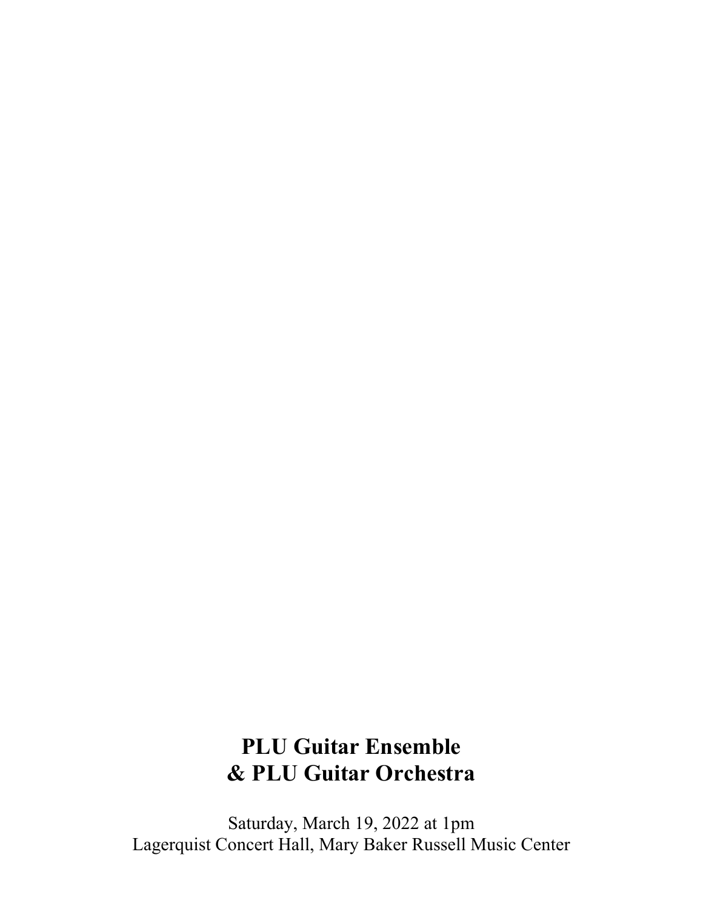# PLU Guitar Ensemble
# & PLU Guitar Orchestra

Saturday, March 19, 2022 at 1pm
Lagerquist Concert Hall, Mary Baker Russell Music Center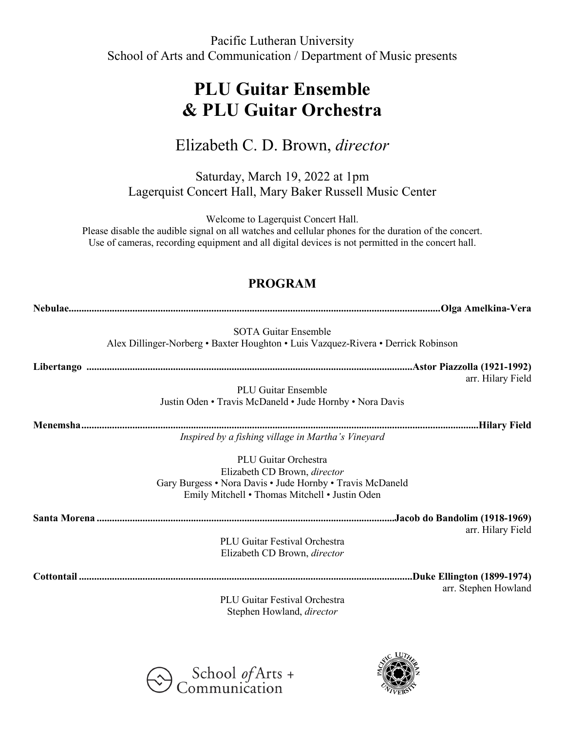Pacific Lutheran University
School of Arts and Communication / Department of Music presents

# PLU Guitar Ensemble & PLU Guitar Orchestra

Elizabeth C. D. Brown, *director*

Saturday, March 19, 2022 at 1pm
Lagerquist Concert Hall, Mary Baker Russell Music Center

Welcome to Lagerquist Concert Hall.
Please disable the audible signal on all watches and cellular phones for the duration of the concert.
Use of cameras, recording equipment and all digital devices is not permitted in the concert hall.

## PROGRAM

**Nebulae................................................................................Olga Amelkina-Vera**

SOTA Guitar Ensemble
Alex Dillinger-Norberg • Baxter Houghton • Luis Vazquez-Rivera • Derrick Robinson

**Libertango ................................................................................Astor Piazzolla (1921-1992)**
arr. Hilary Field

PLU Guitar Ensemble
Justin Oden • Travis McDaneld • Jude Hornby • Nora Davis

**Menemsha................................................................................Hilary Field**

*Inspired by a fishing village in Martha's Vineyard*

PLU Guitar Orchestra
Elizabeth CD Brown, *director*
Gary Burgess • Nora Davis • Jude Hornby • Travis McDaneld
Emily Mitchell • Thomas Mitchell • Justin Oden

**Santa Morena ................................................................................Jacob do Bandolim (1918-1969)**
arr. Hilary Field

PLU Guitar Festival Orchestra
Elizabeth CD Brown, *director*

**Cottontail ................................................................................Duke Ellington (1899-1974)**
arr. Stephen Howland

PLU Guitar Festival Orchestra
Stephen Howland, *director*

School *of* Arts + Communication